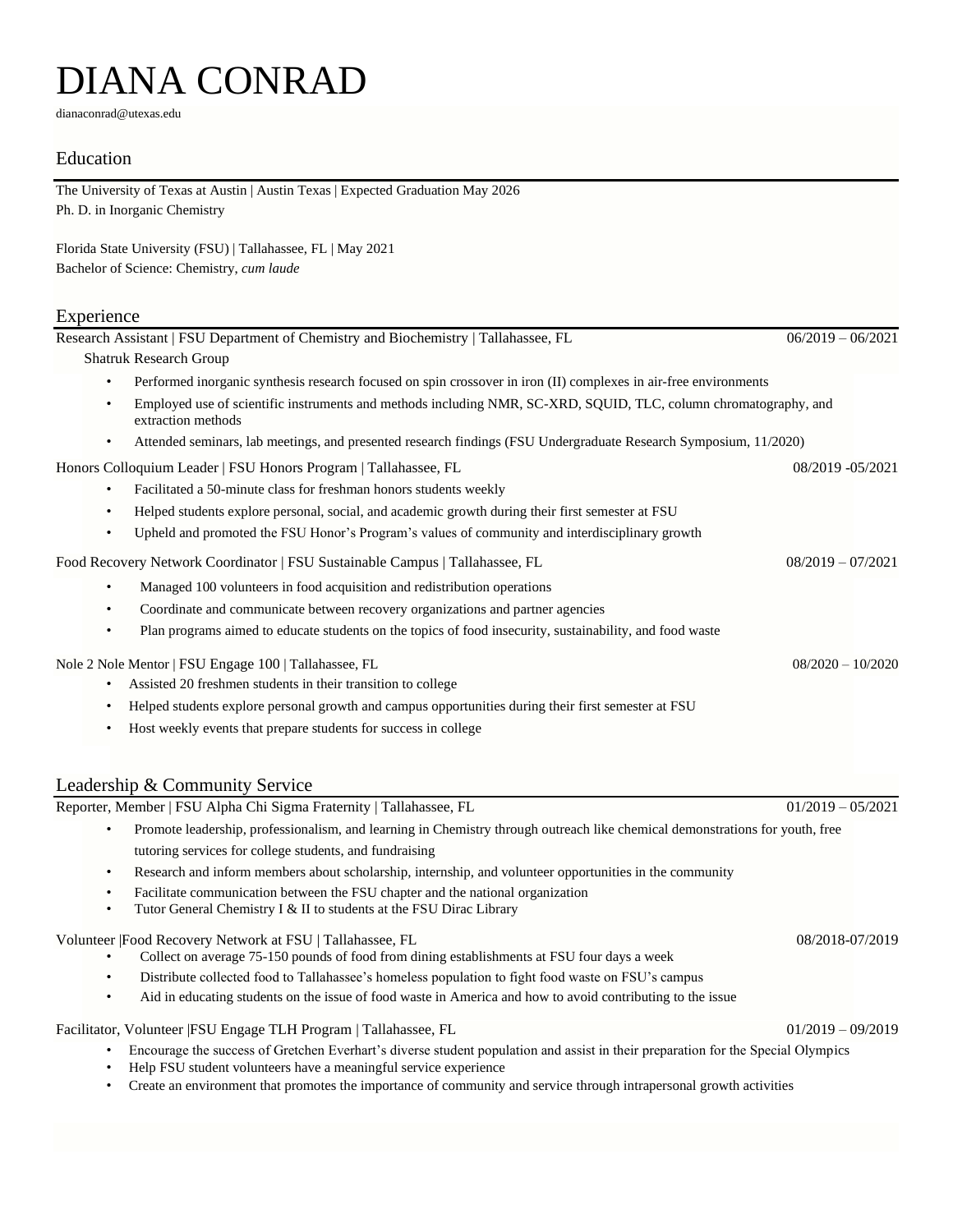# DIANA CONRAD

dianaconrad@utexas.edu

## Education

The University of Texas at Austin | Austin Texas | Expected Graduation May 2026
Ph. D. in Inorganic Chemistry

Florida State University (FSU) | Tallahassee, FL | May 2021
Bachelor of Science: Chemistry, *cum laude*

## Experience

Research Assistant | FSU Department of Chemistry and Biochemistry | Tallahassee, FL — 06/2019 – 06/2021
Shatruk Research Group

- Performed inorganic synthesis research focused on spin crossover in iron (II) complexes in air-free environments
- Employed use of scientific instruments and methods including NMR, SC-XRD, SQUID, TLC, column chromatography, and extraction methods
- Attended seminars, lab meetings, and presented research findings (FSU Undergraduate Research Symposium, 11/2020)

Honors Colloquium Leader | FSU Honors Program | Tallahassee, FL — 08/2019 -05/2021

- Facilitated a 50-minute class for freshman honors students weekly
- Helped students explore personal, social, and academic growth during their first semester at FSU
- Upheld and promoted the FSU Honor's Program's values of community and interdisciplinary growth

Food Recovery Network Coordinator | FSU Sustainable Campus | Tallahassee, FL — 08/2019 – 07/2021

- Managed 100 volunteers in food acquisition and redistribution operations
- Coordinate and communicate between recovery organizations and partner agencies
- Plan programs aimed to educate students on the topics of food insecurity, sustainability, and food waste

Nole 2 Nole Mentor | FSU Engage 100 | Tallahassee, FL — 08/2020 – 10/2020

- Assisted 20 freshmen students in their transition to college
- Helped students explore personal growth and campus opportunities during their first semester at FSU
- Host weekly events that prepare students for success in college

## Leadership & Community Service

Reporter, Member | FSU Alpha Chi Sigma Fraternity | Tallahassee, FL — 01/2019 – 05/2021

- Promote leadership, professionalism, and learning in Chemistry through outreach like chemical demonstrations for youth, free tutoring services for college students, and fundraising
- Research and inform members about scholarship, internship, and volunteer opportunities in the community
- Facilitate communication between the FSU chapter and the national organization
- Tutor General Chemistry I & II to students at the FSU Dirac Library

Volunteer |Food Recovery Network at FSU | Tallahassee, FL — 08/2018-07/2019

- Collect on average 75-150 pounds of food from dining establishments at FSU four days a week
- Distribute collected food to Tallahassee's homeless population to fight food waste on FSU's campus
- Aid in educating students on the issue of food waste in America and how to avoid contributing to the issue

Facilitator, Volunteer |FSU Engage TLH Program | Tallahassee, FL — 01/2019 – 09/2019

- Encourage the success of Gretchen Everhart's diverse student population and assist in their preparation for the Special Olympics
- Help FSU student volunteers have a meaningful service experience
- Create an environment that promotes the importance of community and service through intrapersonal growth activities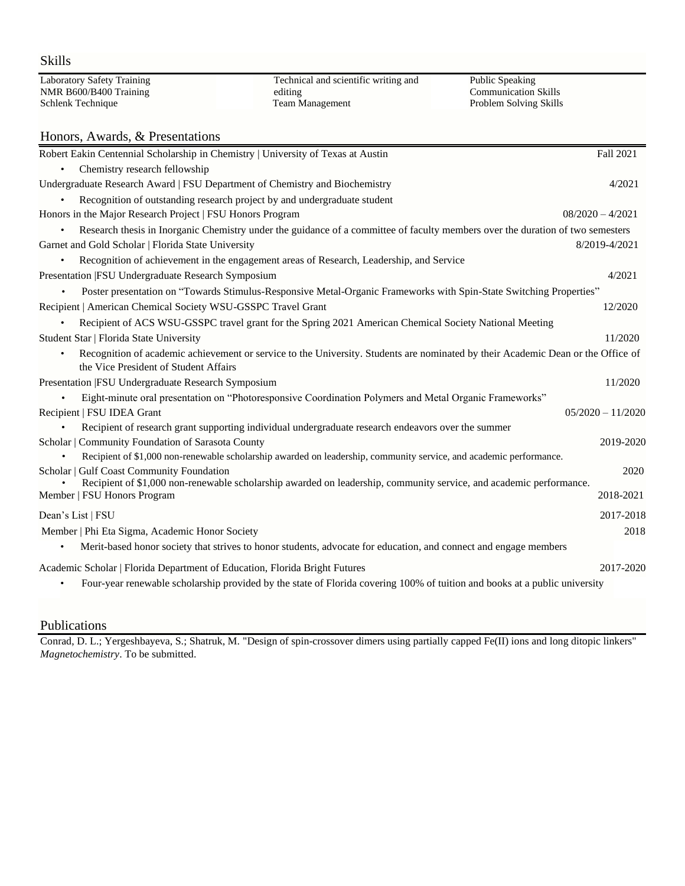## Skills

Laboratory Safety Training
NMR B600/B400 Training
Schlenk Technique

Technical and scientific writing and editing
Team Management

Public Speaking
Communication Skills
Problem Solving Skills

## Honors, Awards, & Presentations

Robert Eakin Centennial Scholarship in Chemistry | University of Texas at Austin — Fall 2021

- Chemistry research fellowship

Undergraduate Research Award | FSU Department of Chemistry and Biochemistry — 4/2021

- Recognition of outstanding research project by and undergraduate student

Honors in the Major Research Project | FSU Honors Program — 08/2020 – 4/2021

- Research thesis in Inorganic Chemistry under the guidance of a committee of faculty members over the duration of two semesters

Garnet and Gold Scholar | Florida State University — 8/2019-4/2021

- Recognition of achievement in the engagement areas of Research, Leadership, and Service

Presentation |FSU Undergraduate Research Symposium — 4/2021

- Poster presentation on "Towards Stimulus-Responsive Metal-Organic Frameworks with Spin-State Switching Properties"

Recipient | American Chemical Society WSU-GSSPC Travel Grant — 12/2020

- Recipient of ACS WSU-GSSPC travel grant for the Spring 2021 American Chemical Society National Meeting

Student Star | Florida State University — 11/2020

- Recognition of academic achievement or service to the University. Students are nominated by their Academic Dean or the Office of the Vice President of Student Affairs

Presentation |FSU Undergraduate Research Symposium — 11/2020

- Eight-minute oral presentation on "Photoresponsive Coordination Polymers and Metal Organic Frameworks"

Recipient | FSU IDEA Grant — 05/2020 – 11/2020

- Recipient of research grant supporting individual undergraduate research endeavors over the summer

Scholar | Community Foundation of Sarasota County — 2019-2020

- Recipient of $1,000 non-renewable scholarship awarded on leadership, community service, and academic performance.

Scholar | Gulf Coast Community Foundation — 2020

- Recipient of $1,000 non-renewable scholarship awarded on leadership, community service, and academic performance.

Member | FSU Honors Program — 2018-2021

Dean's List | FSU — 2017-2018

Member | Phi Eta Sigma, Academic Honor Society — 2018

- Merit-based honor society that strives to honor students, advocate for education, and connect and engage members

Academic Scholar | Florida Department of Education, Florida Bright Futures — 2017-2020

- Four-year renewable scholarship provided by the state of Florida covering 100% of tuition and books at a public university

## Publications

Conrad, D. L.; Yergeshbayeva, S.; Shatruk, M. "Design of spin-crossover dimers using partially capped Fe(II) ions and long ditopic linkers" *Magnetochemistry*. To be submitted.